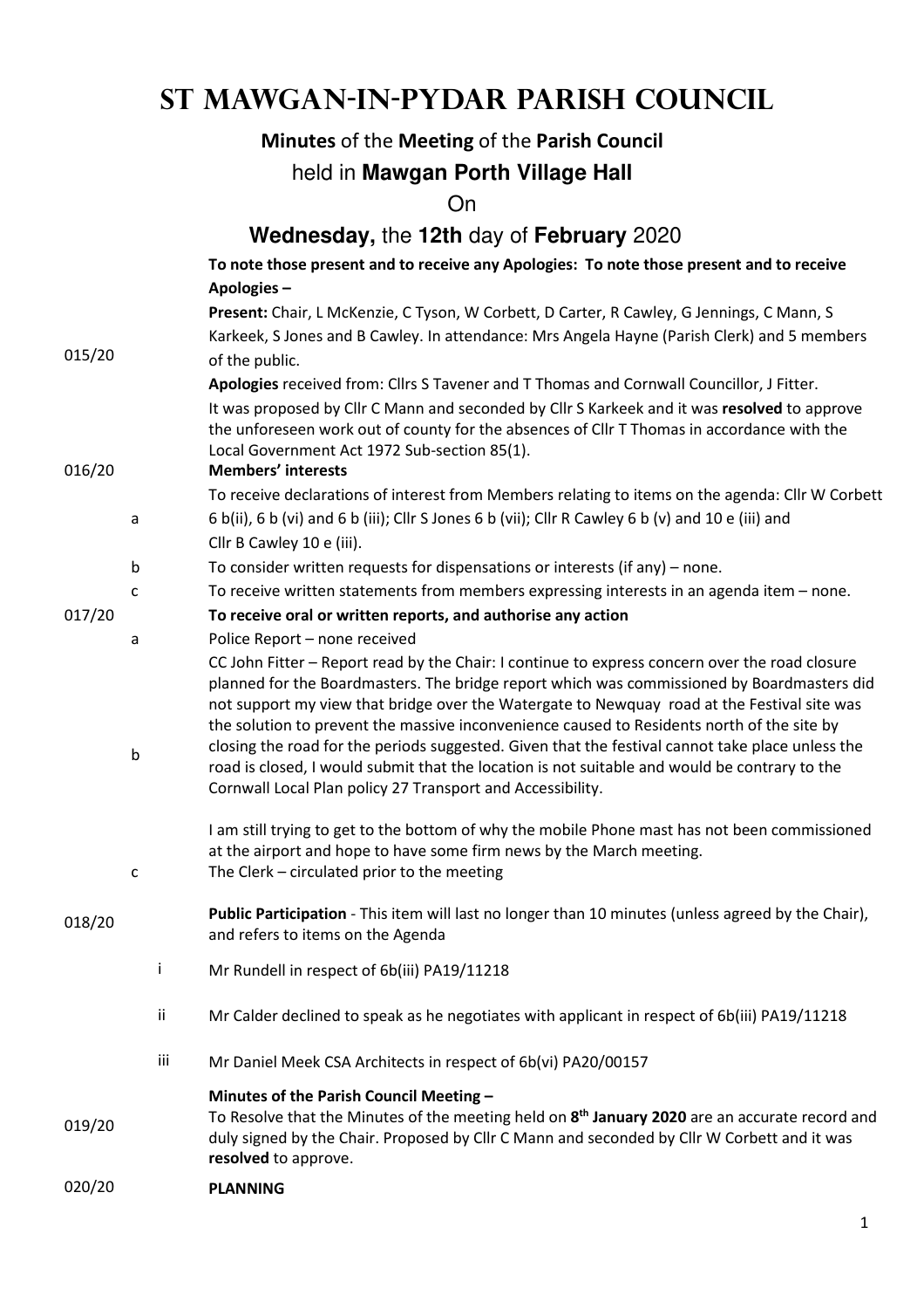# ST MAWGAN-IN-PYDAR PARISH COUNCIL

**Minutes** of the **Meeting** of the **Parish Council**

held in **Mawgan Porth Village Hall**

On

**Wednesday,** the **12th** day of **February** 2020

**015/20** **To note those present and to receive any Apologies: To note those present and to receive Apologies –**

**Present:** Chair, L McKenzie, C Tyson, W Corbett, D Carter, R Cawley, G Jennings, C Mann, S Karkeek, S Jones and B Cawley. In attendance: Mrs Angela Hayne (Parish Clerk) and 5 members of the public.

**Apologies** received from: Cllrs S Tavener and T Thomas and Cornwall Councillor, J Fitter.

It was proposed by Cllr C Mann and seconded by Cllr S Karkeek and it was **resolved** to approve the unforeseen work out of county for the absences of Cllr T Thomas in accordance with the Local Government Act 1972 Sub-section 85(1).

**016/20** **Members' interests**

a. To receive declarations of interest from Members relating to items on the agenda: Cllr W Corbett 6 b(ii), 6 b (vi) and 6 b (iii); Cllr S Jones 6 b (vii); Cllr R Cawley 6 b (v) and 10 e (iii) and Cllr B Cawley 10 e (iii).

b. To consider written requests for dispensations or interests (if any) – none.

c. To receive written statements from members expressing interests in an agenda item – none.

**017/20** **To receive oral or written reports, and authorise any action**

a. Police Report – none received

b. CC John Fitter – Report read by the Chair: I continue to express concern over the road closure planned for the Boardmasters. The bridge report which was commissioned by Boardmasters did not support my view that bridge over the Watergate to Newquay road at the Festival site was the solution to prevent the massive inconvenience caused to Residents north of the site by closing the road for the periods suggested. Given that the festival cannot take place unless the road is closed, I would submit that the location is not suitable and would be contrary to the Cornwall Local Plan policy 27 Transport and Accessibility.

I am still trying to get to the bottom of why the mobile Phone mast has not been commissioned at the airport and hope to have some firm news by the March meeting.

c. The Clerk – circulated prior to the meeting

**018/20** **Public Participation** - This item will last no longer than 10 minutes (unless agreed by the Chair), and refers to items on the Agenda

i. Mr Rundell in respect of 6b(iii) PA19/11218

ii. Mr Calder declined to speak as he negotiates with applicant in respect of 6b(iii) PA19/11218

iii. Mr Daniel Meek CSA Architects in respect of 6b(vi) PA20/00157

**019/20** **Minutes of the Parish Council Meeting –**

To Resolve that the Minutes of the meeting held on **8th January 2020** are an accurate record and duly signed by the Chair. Proposed by Cllr C Mann and seconded by Cllr W Corbett and it was **resolved** to approve.

**020/20** **PLANNING**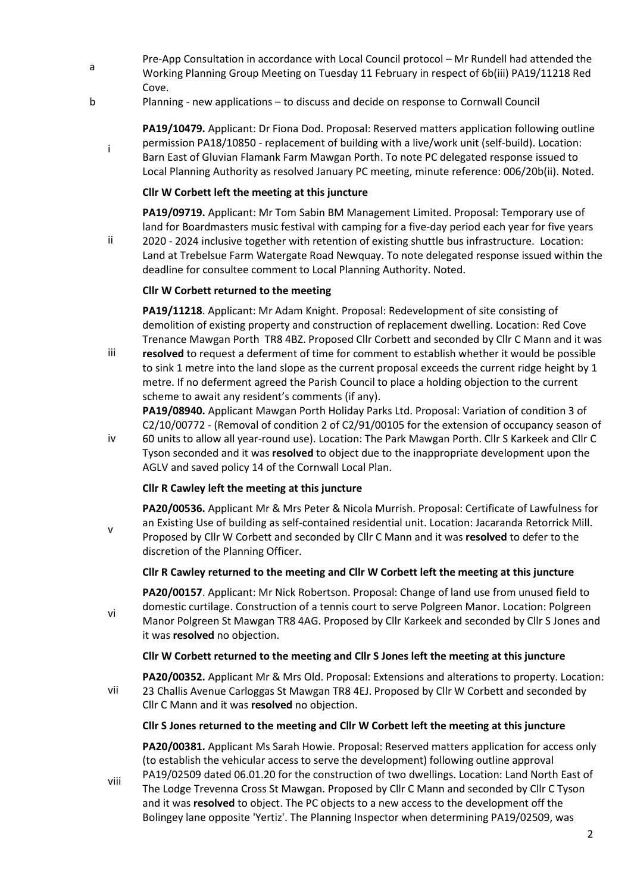a Pre-App Consultation in accordance with Local Council protocol – Mr Rundell had attended the Working Planning Group Meeting on Tuesday 11 February in respect of 6b(iii) PA19/11218 Red Cove.

b Planning - new applications – to discuss and decide on response to Cornwall Council

i **PA19/10479.** Applicant: Dr Fiona Dod. Proposal: Reserved matters application following outline permission PA18/10850 - replacement of building with a live/work unit (self-build). Location: Barn East of Gluvian Flamank Farm Mawgan Porth. To note PC delegated response issued to Local Planning Authority as resolved January PC meeting, minute reference: 006/20b(ii). Noted.

**Cllr W Corbett left the meeting at this juncture**

ii **PA19/09719.** Applicant: Mr Tom Sabin BM Management Limited. Proposal: Temporary use of land for Boardmasters music festival with camping for a five-day period each year for five years 2020 - 2024 inclusive together with retention of existing shuttle bus infrastructure. Location: Land at Trebelsue Farm Watergate Road Newquay. To note delegated response issued within the deadline for consultee comment to Local Planning Authority. Noted.

**Cllr W Corbett returned to the meeting**

iii **PA19/11218**. Applicant: Mr Adam Knight. Proposal: Redevelopment of site consisting of demolition of existing property and construction of replacement dwelling. Location: Red Cove Trenance Mawgan Porth TR8 4BZ. Proposed Cllr Corbett and seconded by Cllr C Mann and it was **resolved** to request a deferment of time for comment to establish whether it would be possible to sink 1 metre into the land slope as the current proposal exceeds the current ridge height by 1 metre. If no deferment agreed the Parish Council to place a holding objection to the current scheme to await any resident's comments (if any).

iv **PA19/08940.** Applicant Mawgan Porth Holiday Parks Ltd. Proposal: Variation of condition 3 of C2/10/00772 - (Removal of condition 2 of C2/91/00105 for the extension of occupancy season of 60 units to allow all year-round use). Location: The Park Mawgan Porth. Cllr S Karkeek and Cllr C Tyson seconded and it was **resolved** to object due to the inappropriate development upon the AGLV and saved policy 14 of the Cornwall Local Plan.

**Cllr R Cawley left the meeting at this juncture**

v **PA20/00536.** Applicant Mr & Mrs Peter & Nicola Murrish. Proposal: Certificate of Lawfulness for an Existing Use of building as self-contained residential unit. Location: Jacaranda Retorrick Mill. Proposed by Cllr W Corbett and seconded by Cllr C Mann and it was **resolved** to defer to the discretion of the Planning Officer.

**Cllr R Cawley returned to the meeting and Cllr W Corbett left the meeting at this juncture**

vi **PA20/00157**. Applicant: Mr Nick Robertson. Proposal: Change of land use from unused field to domestic curtilage. Construction of a tennis court to serve Polgreen Manor. Location: Polgreen Manor Polgreen St Mawgan TR8 4AG. Proposed by Cllr Karkeek and seconded by Cllr S Jones and it was **resolved** no objection.

**Cllr W Corbett returned to the meeting and Cllr S Jones left the meeting at this juncture**

vii **PA20/00352.** Applicant Mr & Mrs Old. Proposal: Extensions and alterations to property. Location: 23 Challis Avenue Carloggas St Mawgan TR8 4EJ. Proposed by Cllr W Corbett and seconded by Cllr C Mann and it was **resolved** no objection.

**Cllr S Jones returned to the meeting and Cllr W Corbett left the meeting at this juncture**

viii **PA20/00381.** Applicant Ms Sarah Howie. Proposal: Reserved matters application for access only (to establish the vehicular access to serve the development) following outline approval PA19/02509 dated 06.01.20 for the construction of two dwellings. Location: Land North East of The Lodge Trevenna Cross St Mawgan. Proposed by Cllr C Mann and seconded by Cllr C Tyson and it was **resolved** to object. The PC objects to a new access to the development off the Bolingey lane opposite 'Yertiz'. The Planning Inspector when determining PA19/02509, was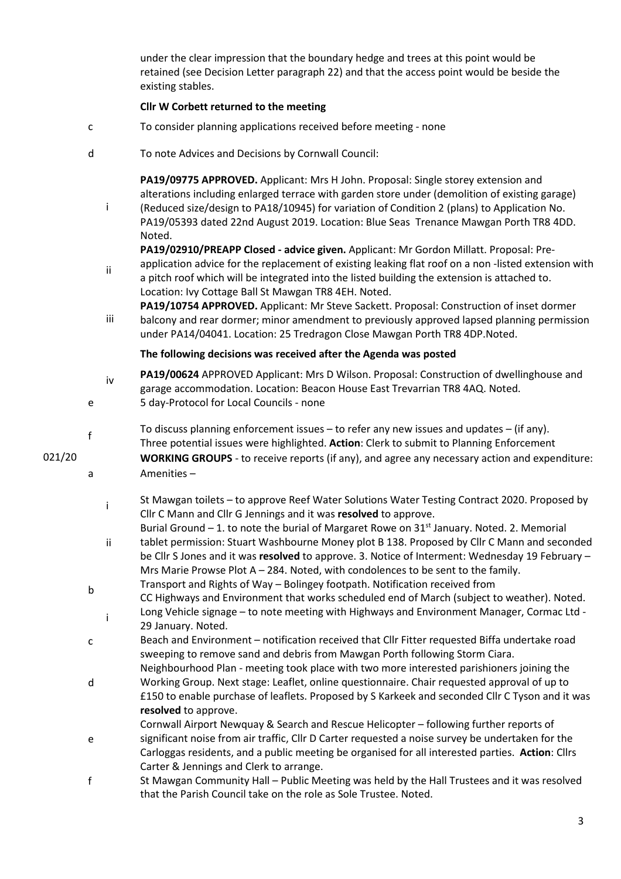under the clear impression that the boundary hedge and trees at this point would be retained (see Decision Letter paragraph 22) and that the access point would be beside the existing stables.

**Cllr W Corbett returned to the meeting**

c &nbsp; To consider planning applications received before meeting - none

d &nbsp; To note Advices and Decisions by Cornwall Council:

i &nbsp; **PA19/09775 APPROVED.** Applicant: Mrs H John. Proposal: Single storey extension and alterations including enlarged terrace with garden store under (demolition of existing garage) (Reduced size/design to PA18/10945) for variation of Condition 2 (plans) to Application No. PA19/05393 dated 22nd August 2019. Location: Blue Seas Trenance Mawgan Porth TR8 4DD. Noted.

ii &nbsp; **PA19/02910/PREAPP Closed - advice given.** Applicant: Mr Gordon Millatt. Proposal: Pre-application advice for the replacement of existing leaking flat roof on a non -listed extension with a pitch roof which will be integrated into the listed building the extension is attached to. Location: Ivy Cottage Ball St Mawgan TR8 4EH. Noted.

iii &nbsp; **PA19/10754 APPROVED.** Applicant: Mr Steve Sackett. Proposal: Construction of inset dormer balcony and rear dormer; minor amendment to previously approved lapsed planning permission under PA14/04041. Location: 25 Tredragon Close Mawgan Porth TR8 4DP.Noted.

**The following decisions was received after the Agenda was posted**

iv &nbsp; **PA19/00624** APPROVED Applicant: Mrs D Wilson. Proposal: Construction of dwellinghouse and garage accommodation. Location: Beacon House East Trevarrian TR8 4AQ. Noted.

e &nbsp; 5 day-Protocol for Local Councils - none

f &nbsp; To discuss planning enforcement issues – to refer any new issues and updates – (if any). Three potential issues were highlighted. **Action**: Clerk to submit to Planning Enforcement

021/20 &nbsp; **WORKING GROUPS** - to receive reports (if any), and agree any necessary action and expenditure:

a &nbsp; Amenities –

i &nbsp; St Mawgan toilets – to approve Reef Water Solutions Water Testing Contract 2020. Proposed by Cllr C Mann and Cllr G Jennings and it was **resolved** to approve.

ii &nbsp; Burial Ground – 1. to note the burial of Margaret Rowe on 31st January. Noted. 2. Memorial tablet permission: Stuart Washbourne Money plot B 138. Proposed by Cllr C Mann and seconded be Cllr S Jones and it was **resolved** to approve. 3. Notice of Interment: Wednesday 19 February – Mrs Marie Prowse Plot A – 284. Noted, with condolences to be sent to the family.

b &nbsp; Transport and Rights of Way – Bolingey footpath. Notification received from CC Highways and Environment that works scheduled end of March (subject to weather). Noted.

i &nbsp; Long Vehicle signage – to note meeting with Highways and Environment Manager, Cormac Ltd - 29 January. Noted.

c &nbsp; Beach and Environment – notification received that Cllr Fitter requested Biffa undertake road sweeping to remove sand and debris from Mawgan Porth following Storm Ciara.

d &nbsp; Neighbourhood Plan - meeting took place with two more interested parishioners joining the Working Group. Next stage: Leaflet, online questionnaire. Chair requested approval of up to £150 to enable purchase of leaflets. Proposed by S Karkeek and seconded Cllr C Tyson and it was **resolved** to approve.

e &nbsp; Cornwall Airport Newquay & Search and Rescue Helicopter – following further reports of significant noise from air traffic, Cllr D Carter requested a noise survey be undertaken for the Carloggas residents, and a public meeting be organised for all interested parties. **Action**: Cllrs Carter & Jennings and Clerk to arrange.

f &nbsp; St Mawgan Community Hall – Public Meeting was held by the Hall Trustees and it was resolved that the Parish Council take on the role as Sole Trustee. Noted.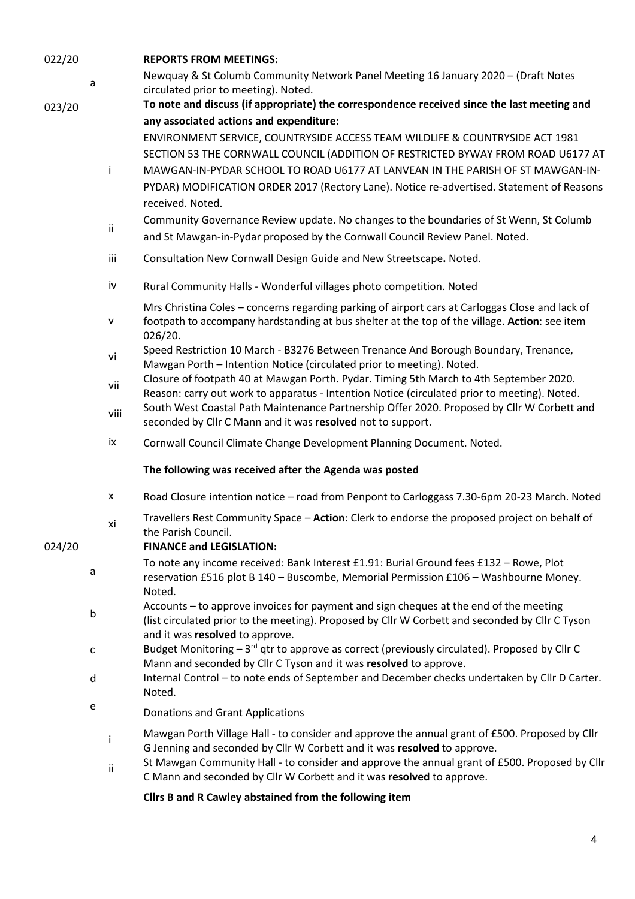022/20 **REPORTS FROM MEETINGS:**

a. Newquay & St Columb Community Network Panel Meeting 16 January 2020 – (Draft Notes circulated prior to meeting). Noted.

023/20 **To note and discuss (if appropriate) the correspondence received since the last meeting and any associated actions and expenditure:**

i. ENVIRONMENT SERVICE, COUNTRYSIDE ACCESS TEAM WILDLIFE & COUNTRYSIDE ACT 1981 SECTION 53 THE CORNWALL COUNCIL (ADDITION OF RESTRICTED BYWAY FROM ROAD U6177 AT MAWGAN-IN-PYDAR SCHOOL TO ROAD U6177 AT LANVEAN IN THE PARISH OF ST MAWGAN-IN-PYDAR) MODIFICATION ORDER 2017 (Rectory Lane). Notice re-advertised. Statement of Reasons received. Noted.

ii. Community Governance Review update. No changes to the boundaries of St Wenn, St Columb and St Mawgan-in-Pydar proposed by the Cornwall Council Review Panel. Noted.

iii. Consultation New Cornwall Design Guide and New Streetscape**.** Noted.

iv. Rural Community Halls - Wonderful villages photo competition. Noted

v. Mrs Christina Coles – concerns regarding parking of airport cars at Carloggas Close and lack of footpath to accompany hardstanding at bus shelter at the top of the village. **Action**: see item 026/20.

vi. Speed Restriction 10 March - B3276 Between Trenance And Borough Boundary, Trenance, Mawgan Porth – Intention Notice (circulated prior to meeting). Noted.

vii. Closure of footpath 40 at Mawgan Porth. Pydar. Timing 5th March to 4th September 2020. Reason: carry out work to apparatus - Intention Notice (circulated prior to meeting). Noted.

viii. South West Coastal Path Maintenance Partnership Offer 2020. Proposed by Cllr W Corbett and seconded by Cllr C Mann and it was **resolved** not to support.

ix. Cornwall Council Climate Change Development Planning Document. Noted.

**The following was received after the Agenda was posted**

x. Road Closure intention notice – road from Penpont to Carloggass 7.30-6pm 20-23 March. Noted

xi. Travellers Rest Community Space – **Action**: Clerk to endorse the proposed project on behalf of the Parish Council.

024/20 **FINANCE and LEGISLATION:**

a. To note any income received: Bank Interest £1.91: Burial Ground fees £132 – Rowe, Plot reservation £516 plot B 140 – Buscombe, Memorial Permission £106 – Washbourne Money. Noted.

b. Accounts – to approve invoices for payment and sign cheques at the end of the meeting (list circulated prior to the meeting). Proposed by Cllr W Corbett and seconded by Cllr C Tyson and it was **resolved** to approve.

c. Budget Monitoring – 3rd qtr to approve as correct (previously circulated). Proposed by Cllr C Mann and seconded by Cllr C Tyson and it was **resolved** to approve.

d. Internal Control – to note ends of September and December checks undertaken by Cllr D Carter. Noted.

e. Donations and Grant Applications

i. Mawgan Porth Village Hall - to consider and approve the annual grant of £500. Proposed by Cllr G Jenning and seconded by Cllr W Corbett and it was **resolved** to approve.

ii. St Mawgan Community Hall - to consider and approve the annual grant of £500. Proposed by Cllr C Mann and seconded by Cllr W Corbett and it was **resolved** to approve.

**Cllrs B and R Cawley abstained from the following item**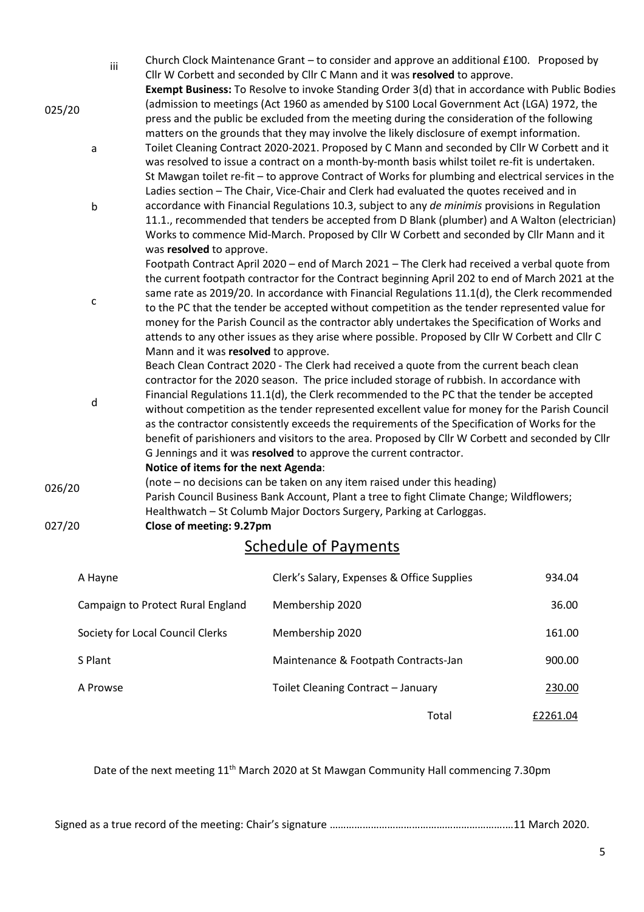iii Church Clock Maintenance Grant – to consider and approve an additional £100. Proposed by Cllr W Corbett and seconded by Cllr C Mann and it was **resolved** to approve.

025/20 **Exempt Business:** To Resolve to invoke Standing Order 3(d) that in accordance with Public Bodies (admission to meetings (Act 1960 as amended by S100 Local Government Act (LGA) 1972, the press and the public be excluded from the meeting during the consideration of the following matters on the grounds that they may involve the likely disclosure of exempt information.

a Toilet Cleaning Contract 2020-2021. Proposed by C Mann and seconded by Cllr W Corbett and it was resolved to issue a contract on a month-by-month basis whilst toilet re-fit is undertaken.

b St Mawgan toilet re-fit – to approve Contract of Works for plumbing and electrical services in the Ladies section – The Chair, Vice-Chair and Clerk had evaluated the quotes received and in accordance with Financial Regulations 10.3, subject to any *de minimis* provisions in Regulation 11.1., recommended that tenders be accepted from D Blank (plumber) and A Walton (electrician) Works to commence Mid-March. Proposed by Cllr W Corbett and seconded by Cllr Mann and it was **resolved** to approve.

c Footpath Contract April 2020 – end of March 2021 – The Clerk had received a verbal quote from the current footpath contractor for the Contract beginning April 202 to end of March 2021 at the same rate as 2019/20. In accordance with Financial Regulations 11.1(d), the Clerk recommended to the PC that the tender be accepted without competition as the tender represented value for money for the Parish Council as the contractor ably undertakes the Specification of Works and attends to any other issues as they arise where possible. Proposed by Cllr W Corbett and Cllr C Mann and it was **resolved** to approve.

d Beach Clean Contract 2020 - The Clerk had received a quote from the current beach clean contractor for the 2020 season. The price included storage of rubbish. In accordance with Financial Regulations 11.1(d), the Clerk recommended to the PC that the tender be accepted without competition as the tender represented excellent value for money for the Parish Council as the contractor consistently exceeds the requirements of the Specification of Works for the benefit of parishioners and visitors to the area. Proposed by Cllr W Corbett and seconded by Cllr G Jennings and it was **resolved** to approve the current contractor.

026/20 **Notice of items for the next Agenda**:
(note – no decisions can be taken on any item raised under this heading)
Parish Council Business Bank Account, Plant a tree to fight Climate Change; Wildflowers; Healthwatch – St Columb Major Doctors Surgery, Parking at Carloggas.

027/20 **Close of meeting: 9.27pm**

## Schedule of Payments

| | | |
|---|---|---|
| A Hayne | Clerk's Salary, Expenses & Office Supplies | 934.04 |
| Campaign to Protect Rural England | Membership 2020 | 36.00 |
| Society for Local Council Clerks | Membership 2020 | 161.00 |
| S Plant | Maintenance & Footpath Contracts-Jan | 900.00 |
| A Prowse | Toilet Cleaning Contract – January | 230.00 |
| | Total | £2261.04 |

Date of the next meeting 11th March 2020 at St Mawgan Community Hall commencing 7.30pm

Signed as a true record of the meeting: Chair's signature ……………………………………………………….11 March 2020.